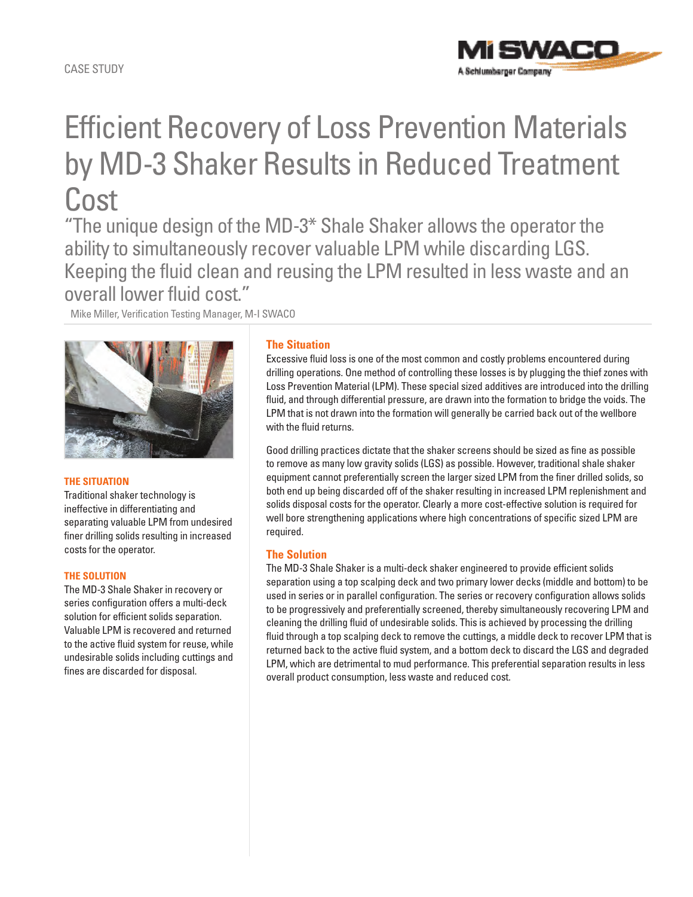CASE STUDY

# Efficient Recovery of Loss Prevention Materials by MD-3 Shaker Results in Reduced Treatment Cost

"The unique design of the MD-3* Shale Shaker allows the operator the ability to simultaneously recover valuable LPM while discarding LGS. Keeping the fluid clean and reusing the LPM resulted in less waste and an overall lower fluid cost."

Mike Miller, Verification Testing Manager, M-I SWACO

**THE SITUATION**

Traditional shaker technology is ineffective in differentiating and separating valuable LPM from undesired finer drilling solids resulting in increased costs for the operator.

**THE SOLUTION**

The MD-3 Shale Shaker in recovery or series configuration offers a multi-deck solution for efficient solids separation. Valuable LPM is recovered and returned to the active fluid system for reuse, while undesirable solids including cuttings and fines are discarded for disposal.

## The Situation

Excessive fluid loss is one of the most common and costly problems encountered during drilling operations. One method of controlling these losses is by plugging the thief zones with Loss Prevention Material (LPM). These special sized additives are introduced into the drilling fluid, and through differential pressure, are drawn into the formation to bridge the voids. The LPM that is not drawn into the formation will generally be carried back out of the wellbore with the fluid returns.

Good drilling practices dictate that the shaker screens should be sized as fine as possible to remove as many low gravity solids (LGS) as possible. However, traditional shale shaker equipment cannot preferentially screen the larger sized LPM from the finer drilled solids, so both end up being discarded off of the shaker resulting in increased LPM replenishment and solids disposal costs for the operator. Clearly a more cost-effective solution is required for well bore strengthening applications where high concentrations of specific sized LPM are required.

## The Solution

The MD-3 Shale Shaker is a multi-deck shaker engineered to provide efficient solids separation using a top scalping deck and two primary lower decks (middle and bottom) to be used in series or in parallel configuration. The series or recovery configuration allows solids to be progressively and preferentially screened, thereby simultaneously recovering LPM and cleaning the drilling fluid of undesirable solids. This is achieved by processing the drilling fluid through a top scalping deck to remove the cuttings, a middle deck to recover LPM that is returned back to the active fluid system, and a bottom deck to discard the LGS and degraded LPM, which are detrimental to mud performance. This preferential separation results in less overall product consumption, less waste and reduced cost.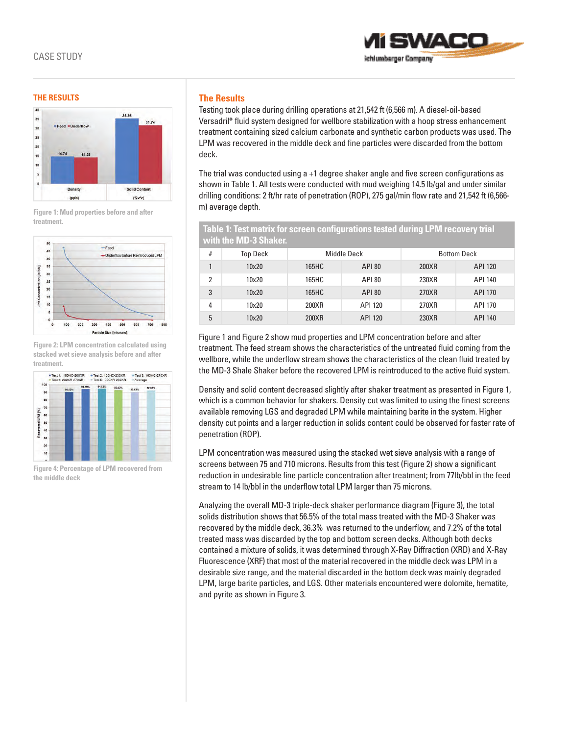## THE RESULTS

Figure 1: Mud properties before and after treatment.

Figure 2: LPM concentration calculated using stacked wet sieve analysis before and after treatment.

Figure 4: Percentage of LPM recovered from the middle deck

## The Results

Testing took place during drilling operations at 21,542 ft (6,566 m). A diesel-oil-based Versadril* fluid system designed for wellbore stabilization with a hoop stress enhancement treatment containing sized calcium carbonate and synthetic carbon products was used. The LPM was recovered in the middle deck and fine particles were discarded from the bottom deck.

The trial was conducted using a +1 degree shaker angle and five screen configurations as shown in Table 1. All tests were conducted with mud weighing 14.5 lb/gal and under similar drilling conditions: 2 ft/hr rate of penetration (ROP), 275 gal/min flow rate and 21,542 ft (6,566-m) average depth.

**Table 1: Test matrix for screen configurations tested during LPM recovery trial with the MD-3 Shaker.**

| # | Top Deck | Middle Deck | | Bottom Deck | |
|---|---|---|---|---|---|
| 1 | 10x20 | 165HC | API 80 | 200XR | API 120 |
| 2 | 10x20 | 165HC | API 80 | 230XR | API 140 |
| 3 | 10x20 | 165HC | API 80 | 270XR | API 170 |
| 4 | 10x20 | 200XR | API 120 | 270XR | API 170 |
| 5 | 10x20 | 200XR | API 120 | 230XR | API 140 |

Figure 1 and Figure 2 show mud properties and LPM concentration before and after treatment. The feed stream shows the characteristics of the untreated fluid coming from the wellbore, while the underflow stream shows the characteristics of the clean fluid treated by the MD-3 Shale Shaker before the recovered LPM is reintroduced to the active fluid system.

Density and solid content decreased slightly after shaker treatment as presented in Figure 1, which is a common behavior for shakers. Density cut was limited to using the finest screens available removing LGS and degraded LPM while maintaining barite in the system. Higher density cut points and a larger reduction in solids content could be observed for faster rate of penetration (ROP).

LPM concentration was measured using the stacked wet sieve analysis with a range of screens between 75 and 710 microns. Results from this test (Figure 2) show a significant reduction in undesirable fine particle concentration after treatment; from 77lb/bbl in the feed stream to 14 lb/bbl in the underflow total LPM larger than 75 microns.

Analyzing the overall MD-3 triple-deck shaker performance diagram (Figure 3), the total solids distribution shows that 56.5% of the total mass treated with the MD-3 Shaker was recovered by the middle deck, 36.3% was returned to the underflow, and 7.2% of the total treated mass was discarded by the top and bottom screen decks. Although both decks contained a mixture of solids, it was determined through X-Ray Diffraction (XRD) and X-Ray Fluorescence (XRF) that most of the material recovered in the middle deck was LPM in a desirable size range, and the material discarded in the bottom deck was mainly degraded LPM, large barite particles, and LGS. Other materials encountered were dolomite, hematite, and pyrite as shown in Figure 3.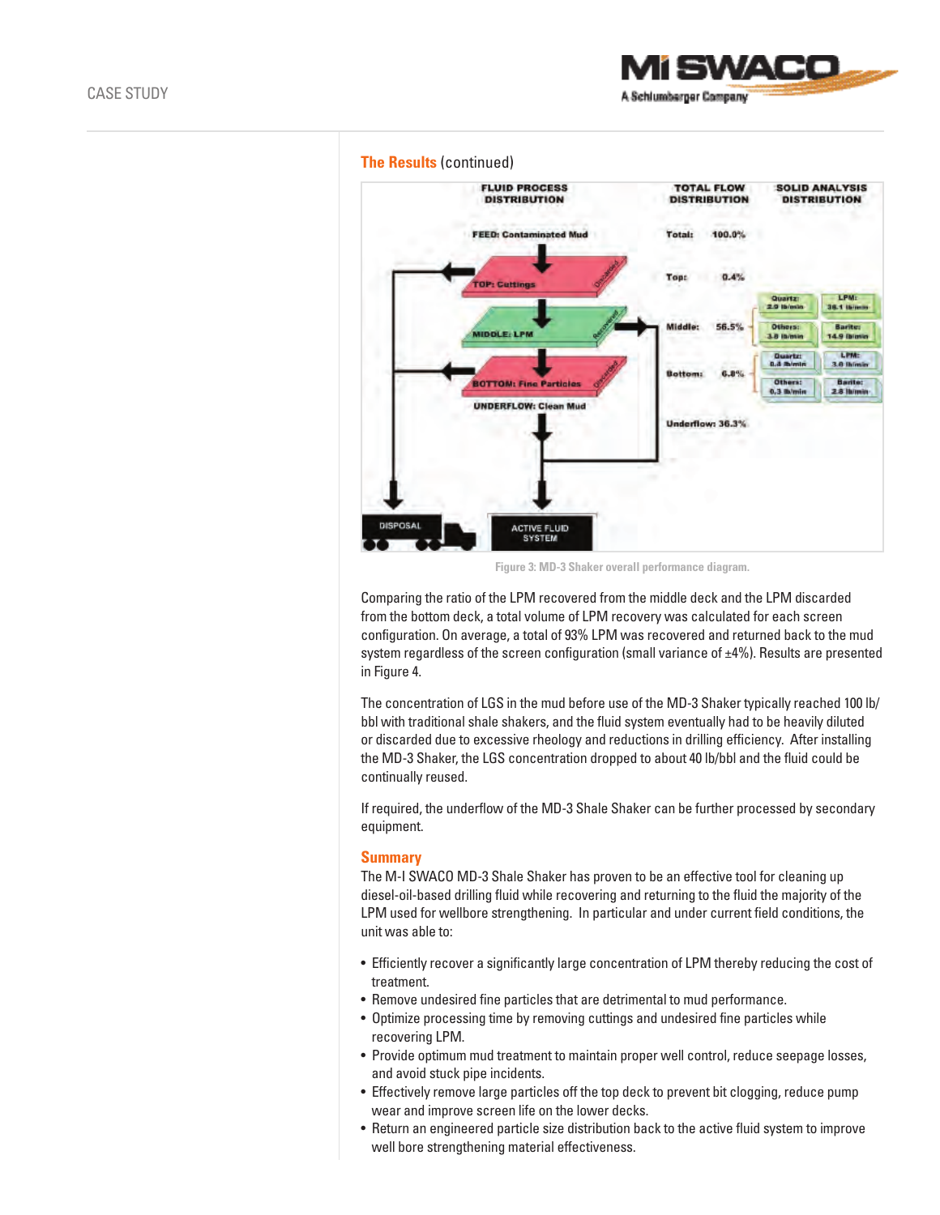## The Results (continued)

Figure 3: MD-3 Shaker overall performance diagram.

Comparing the ratio of the LPM recovered from the middle deck and the LPM discarded from the bottom deck, a total volume of LPM recovery was calculated for each screen configuration. On average, a total of 93% LPM was recovered and returned back to the mud system regardless of the screen configuration (small variance of ±4%). Results are presented in Figure 4.

The concentration of LGS in the mud before use of the MD-3 Shaker typically reached 100 lb/bbl with traditional shale shakers, and the fluid system eventually had to be heavily diluted or discarded due to excessive rheology and reductions in drilling efficiency. After installing the MD-3 Shaker, the LGS concentration dropped to about 40 lb/bbl and the fluid could be continually reused.

If required, the underflow of the MD-3 Shale Shaker can be further processed by secondary equipment.

## Summary

The M-I SWACO MD-3 Shale Shaker has proven to be an effective tool for cleaning up diesel-oil-based drilling fluid while recovering and returning to the fluid the majority of the LPM used for wellbore strengthening. In particular and under current field conditions, the unit was able to:

- Efficiently recover a significantly large concentration of LPM thereby reducing the cost of treatment.
- Remove undesired fine particles that are detrimental to mud performance.
- Optimize processing time by removing cuttings and undesired fine particles while recovering LPM.
- Provide optimum mud treatment to maintain proper well control, reduce seepage losses, and avoid stuck pipe incidents.
- Effectively remove large particles off the top deck to prevent bit clogging, reduce pump wear and improve screen life on the lower decks.
- Return an engineered particle size distribution back to the active fluid system to improve well bore strengthening material effectiveness.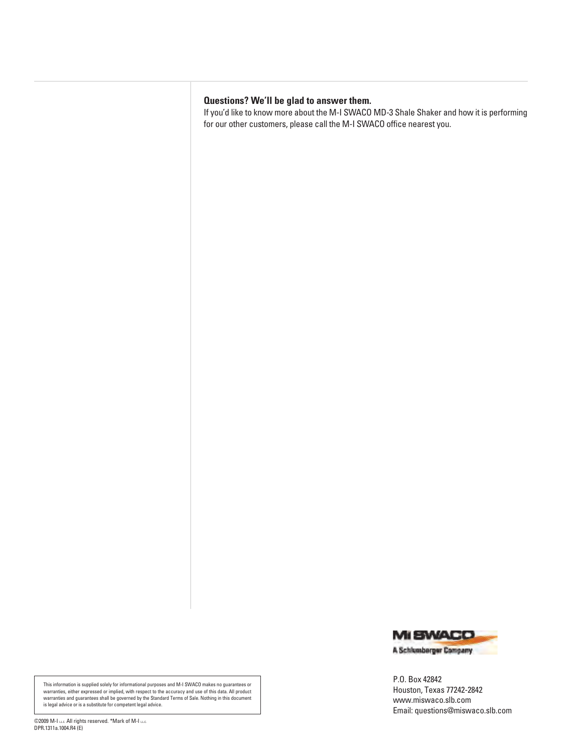**Questions? We'll be glad to answer them.**

If you'd like to know more about the M-I SWACO MD-3 Shale Shaker and how it is performing for our other customers, please call the M-I SWACO office nearest you.

MI SWACO
A Schlumberger Company

P.O. Box 42842
Houston, Texas 77242-2842
www.miswaco.slb.com
Email: questions@miswaco.slb.com

This information is supplied solely for informational purposes and M-I SWACO makes no guarantees or warranties, either expressed or implied, with respect to the accuracy and use of this data. All product warranties and guarantees shall be governed by the Standard Terms of Sale. Nothing in this document is legal advice or is a substitute for competent legal advice.

©2009 M-I L.L.C. All rights reserved. *Mark of M-I L.L.C.
DPR.1311a.1004.R4 (E)